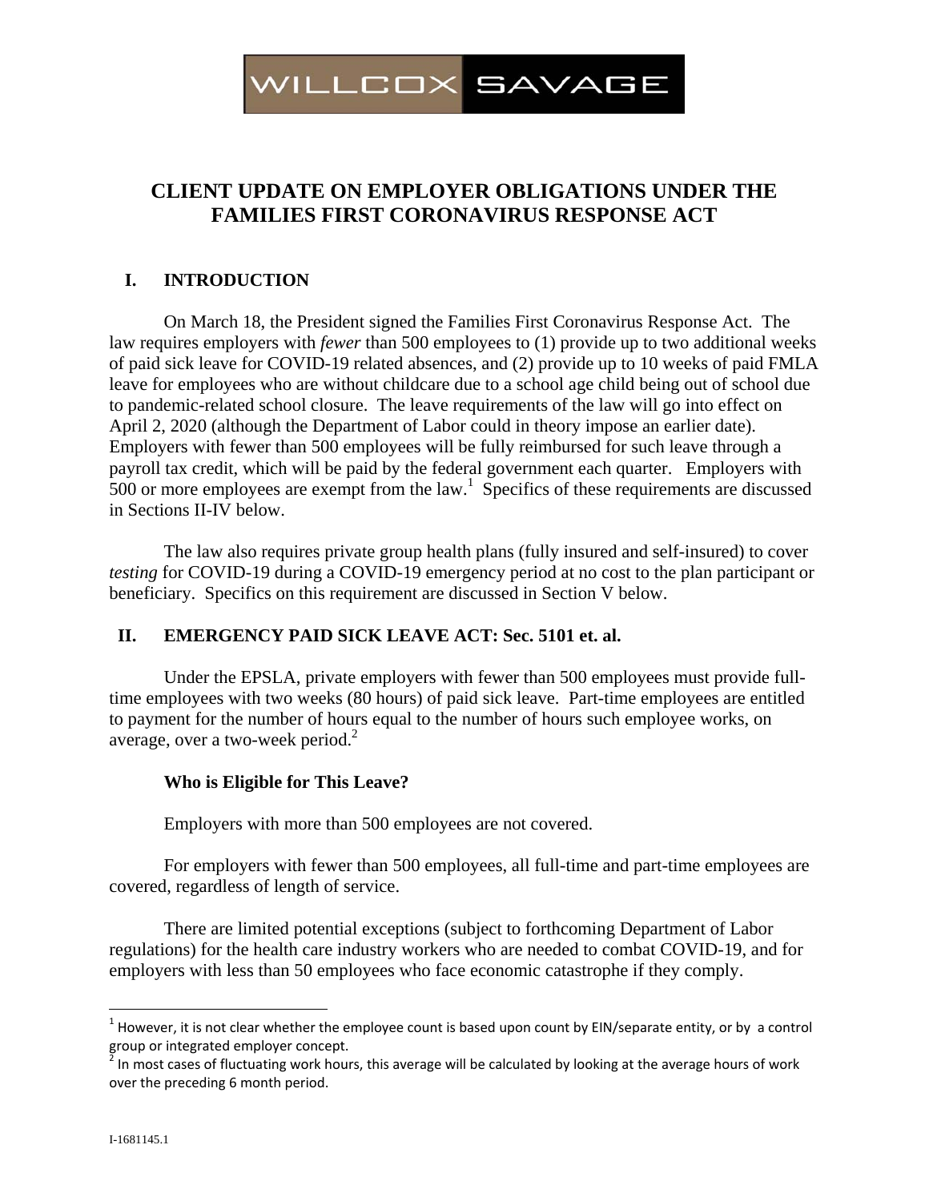WILLCOX SAVAGE

# CLIENT UPDATE ON EMPLOYER OBLIGATIONS UNDER THE FAMILIES FIRST CORONAVIRUS RESPONSE ACT

## I. INTRODUCTION

On March 18, the President signed the Families First Coronavirus Response Act. The law requires employers with *fewer* than 500 employees to (1) provide up to two additional weeks of paid sick leave for COVID-19 related absences, and (2) provide up to 10 weeks of paid FMLA leave for employees who are without childcare due to a school age child being out of school due to pandemic-related school closure. The leave requirements of the law will go into effect on April 2, 2020 (although the Department of Labor could in theory impose an earlier date). Employers with fewer than 500 employees will be fully reimbursed for such leave through a payroll tax credit, which will be paid by the federal government each quarter. Employers with 500 or more employees are exempt from the law.[1] Specifics of these requirements are discussed in Sections II-IV below.

The law also requires private group health plans (fully insured and self-insured) to cover *testing* for COVID-19 during a COVID-19 emergency period at no cost to the plan participant or beneficiary. Specifics on this requirement are discussed in Section V below.

## II. EMERGENCY PAID SICK LEAVE ACT: Sec. 5101 et. al.

Under the EPSLA, private employers with fewer than 500 employees must provide full-time employees with two weeks (80 hours) of paid sick leave. Part-time employees are entitled to payment for the number of hours equal to the number of hours such employee works, on average, over a two-week period.[2]

### Who is Eligible for This Leave?

Employers with more than 500 employees are not covered.

For employers with fewer than 500 employees, all full-time and part-time employees are covered, regardless of length of service.

There are limited potential exceptions (subject to forthcoming Department of Labor regulations) for the health care industry workers who are needed to combat COVID-19, and for employers with less than 50 employees who face economic catastrophe if they comply.

---

[1] However, it is not clear whether the employee count is based upon count by EIN/separate entity, or by a control group or integrated employer concept.

[2] In most cases of fluctuating work hours, this average will be calculated by looking at the average hours of work over the preceding 6 month period.

I-1681145.1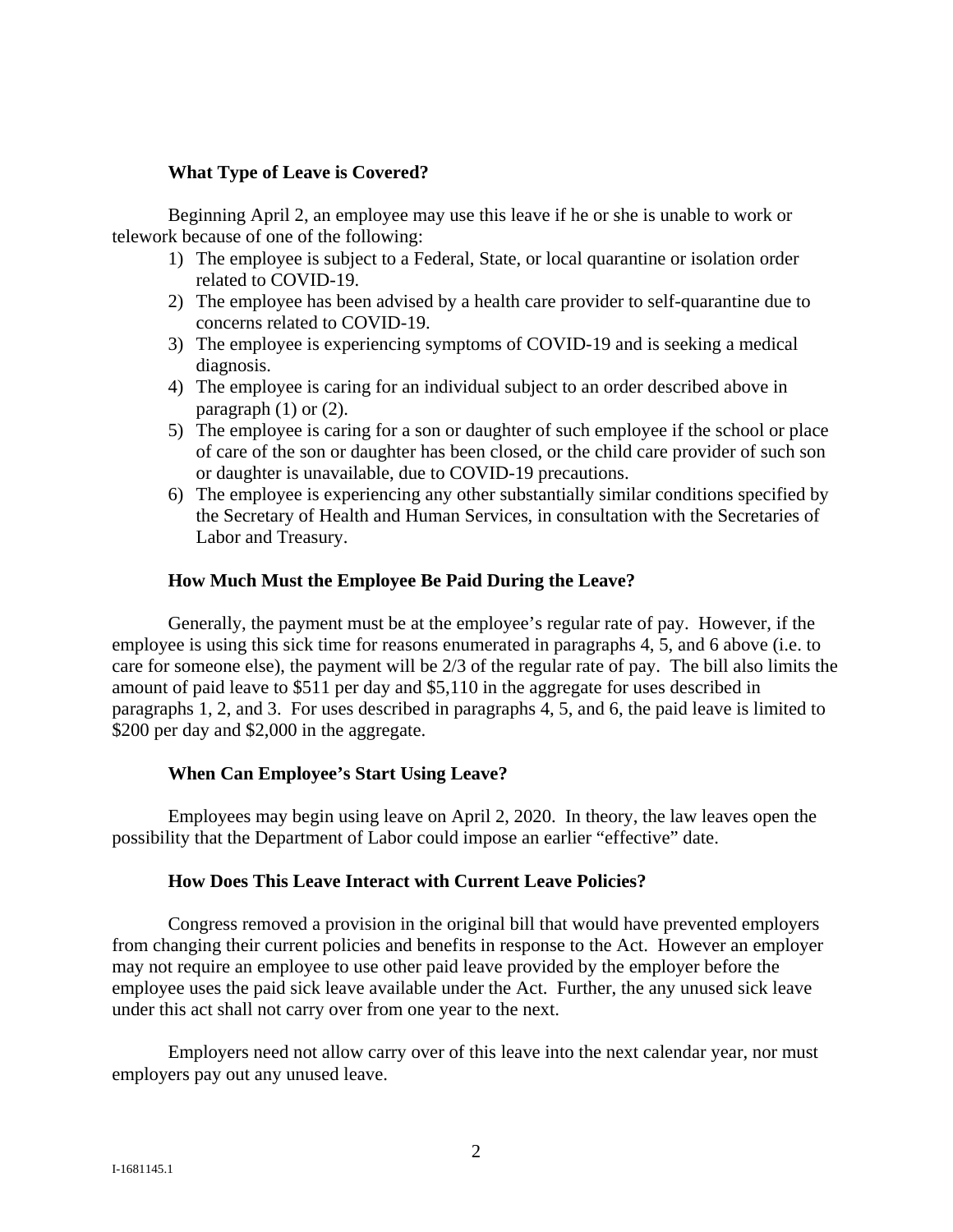**What Type of Leave is Covered?**

Beginning April 2, an employee may use this leave if he or she is unable to work or telework because of one of the following:

1) The employee is subject to a Federal, State, or local quarantine or isolation order related to COVID-19.
2) The employee has been advised by a health care provider to self-quarantine due to concerns related to COVID-19.
3) The employee is experiencing symptoms of COVID-19 and is seeking a medical diagnosis.
4) The employee is caring for an individual subject to an order described above in paragraph (1) or (2).
5) The employee is caring for a son or daughter of such employee if the school or place of care of the son or daughter has been closed, or the child care provider of such son or daughter is unavailable, due to COVID-19 precautions.
6) The employee is experiencing any other substantially similar conditions specified by the Secretary of Health and Human Services, in consultation with the Secretaries of Labor and Treasury.

**How Much Must the Employee Be Paid During the Leave?**

Generally, the payment must be at the employee's regular rate of pay. However, if the employee is using this sick time for reasons enumerated in paragraphs 4, 5, and 6 above (i.e. to care for someone else), the payment will be 2/3 of the regular rate of pay. The bill also limits the amount of paid leave to $511 per day and $5,110 in the aggregate for uses described in paragraphs 1, 2, and 3. For uses described in paragraphs 4, 5, and 6, the paid leave is limited to $200 per day and $2,000 in the aggregate.

**When Can Employee's Start Using Leave?**

Employees may begin using leave on April 2, 2020. In theory, the law leaves open the possibility that the Department of Labor could impose an earlier "effective" date.

**How Does This Leave Interact with Current Leave Policies?**

Congress removed a provision in the original bill that would have prevented employers from changing their current policies and benefits in response to the Act. However an employer may not require an employee to use other paid leave provided by the employer before the employee uses the paid sick leave available under the Act. Further, the any unused sick leave under this act shall not carry over from one year to the next.

Employers need not allow carry over of this leave into the next calendar year, nor must employers pay out any unused leave.

I-1681145.1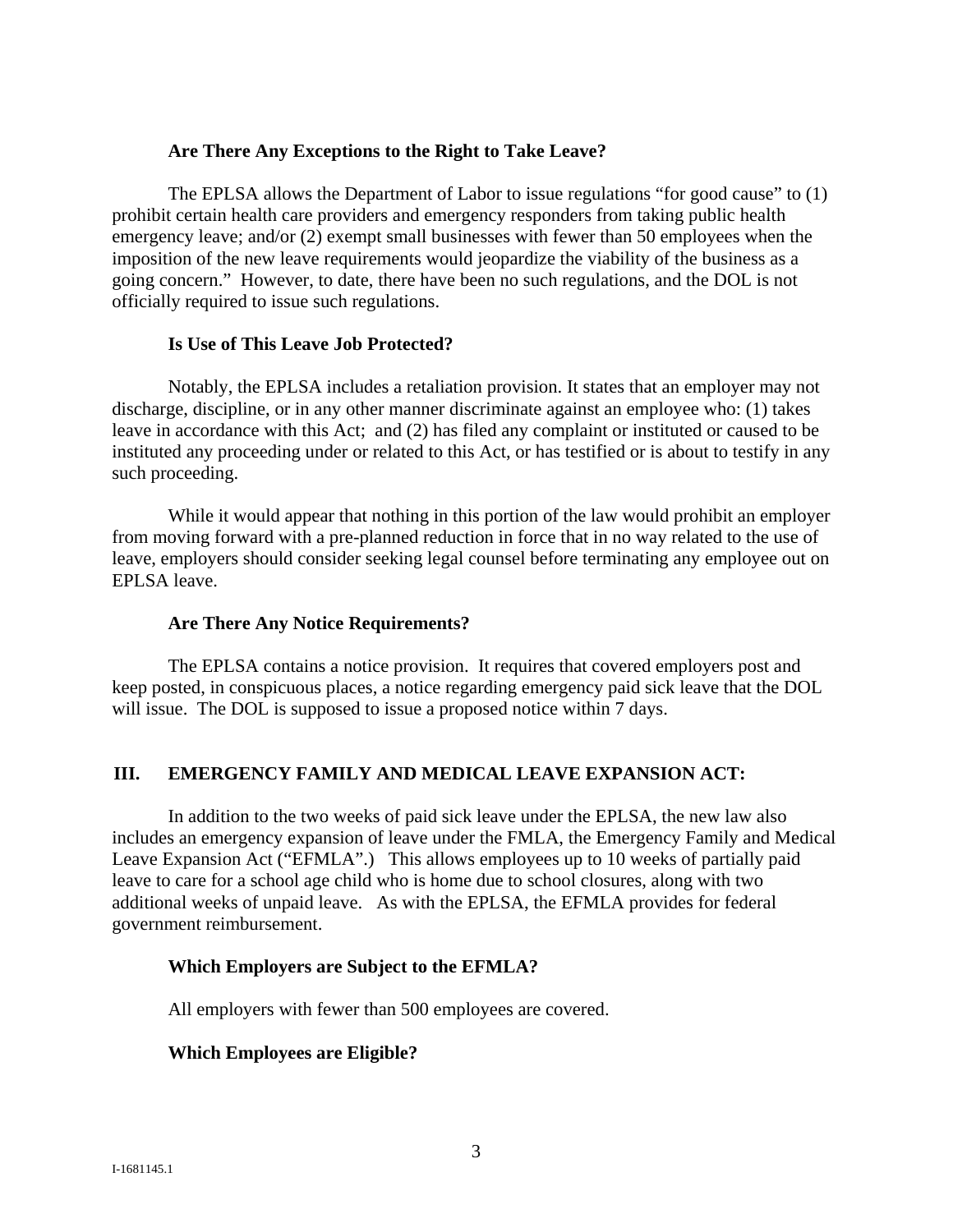**Are There Any Exceptions to the Right to Take Leave?**

The EPLSA allows the Department of Labor to issue regulations "for good cause" to (1) prohibit certain health care providers and emergency responders from taking public health emergency leave; and/or (2) exempt small businesses with fewer than 50 employees when the imposition of the new leave requirements would jeopardize the viability of the business as a going concern." However, to date, there have been no such regulations, and the DOL is not officially required to issue such regulations.

**Is Use of This Leave Job Protected?**

Notably, the EPLSA includes a retaliation provision. It states that an employer may not discharge, discipline, or in any other manner discriminate against an employee who: (1) takes leave in accordance with this Act; and (2) has filed any complaint or instituted or caused to be instituted any proceeding under or related to this Act, or has testified or is about to testify in any such proceeding.

While it would appear that nothing in this portion of the law would prohibit an employer from moving forward with a pre-planned reduction in force that in no way related to the use of leave, employers should consider seeking legal counsel before terminating any employee out on EPLSA leave.

**Are There Any Notice Requirements?**

The EPLSA contains a notice provision. It requires that covered employers post and keep posted, in conspicuous places, a notice regarding emergency paid sick leave that the DOL will issue. The DOL is supposed to issue a proposed notice within 7 days.

## III. EMERGENCY FAMILY AND MEDICAL LEAVE EXPANSION ACT:

In addition to the two weeks of paid sick leave under the EPLSA, the new law also includes an emergency expansion of leave under the FMLA, the Emergency Family and Medical Leave Expansion Act ("EFMLA".) This allows employees up to 10 weeks of partially paid leave to care for a school age child who is home due to school closures, along with two additional weeks of unpaid leave. As with the EPLSA, the EFMLA provides for federal government reimbursement.

**Which Employers are Subject to the EFMLA?**

All employers with fewer than 500 employees are covered.

**Which Employees are Eligible?**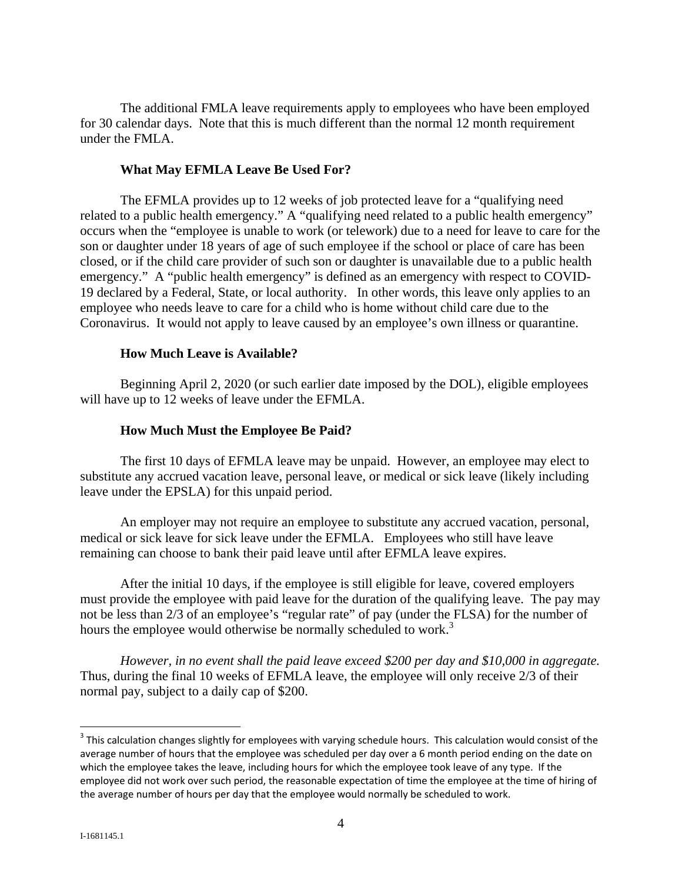The additional FMLA leave requirements apply to employees who have been employed for 30 calendar days. Note that this is much different than the normal 12 month requirement under the FMLA.

### What May EFMLA Leave Be Used For?

The EFMLA provides up to 12 weeks of job protected leave for a "qualifying need related to a public health emergency." A "qualifying need related to a public health emergency" occurs when the "employee is unable to work (or telework) due to a need for leave to care for the son or daughter under 18 years of age of such employee if the school or place of care has been closed, or if the child care provider of such son or daughter is unavailable due to a public health emergency." A "public health emergency" is defined as an emergency with respect to COVID-19 declared by a Federal, State, or local authority. In other words, this leave only applies to an employee who needs leave to care for a child who is home without child care due to the Coronavirus. It would not apply to leave caused by an employee's own illness or quarantine.

### How Much Leave is Available?

Beginning April 2, 2020 (or such earlier date imposed by the DOL), eligible employees will have up to 12 weeks of leave under the EFMLA.

### How Much Must the Employee Be Paid?

The first 10 days of EFMLA leave may be unpaid. However, an employee may elect to substitute any accrued vacation leave, personal leave, or medical or sick leave (likely including leave under the EPSLA) for this unpaid period.

An employer may not require an employee to substitute any accrued vacation, personal, medical or sick leave for sick leave under the EFMLA. Employees who still have leave remaining can choose to bank their paid leave until after EFMLA leave expires.

After the initial 10 days, if the employee is still eligible for leave, covered employers must provide the employee with paid leave for the duration of the qualifying leave. The pay may not be less than 2/3 of an employee's "regular rate" of pay (under the FLSA) for the number of hours the employee would otherwise be normally scheduled to work.[3]

*However, in no event shall the paid leave exceed $200 per day and $10,000 in aggregate.* Thus, during the final 10 weeks of EFMLA leave, the employee will only receive 2/3 of their normal pay, subject to a daily cap of $200.

---

[3] This calculation changes slightly for employees with varying schedule hours. This calculation would consist of the average number of hours that the employee was scheduled per day over a 6 month period ending on the date on which the employee takes the leave, including hours for which the employee took leave of any type. If the employee did not work over such period, the reasonable expectation of time the employee at the time of hiring of the average number of hours per day that the employee would normally be scheduled to work.

I-1681145.1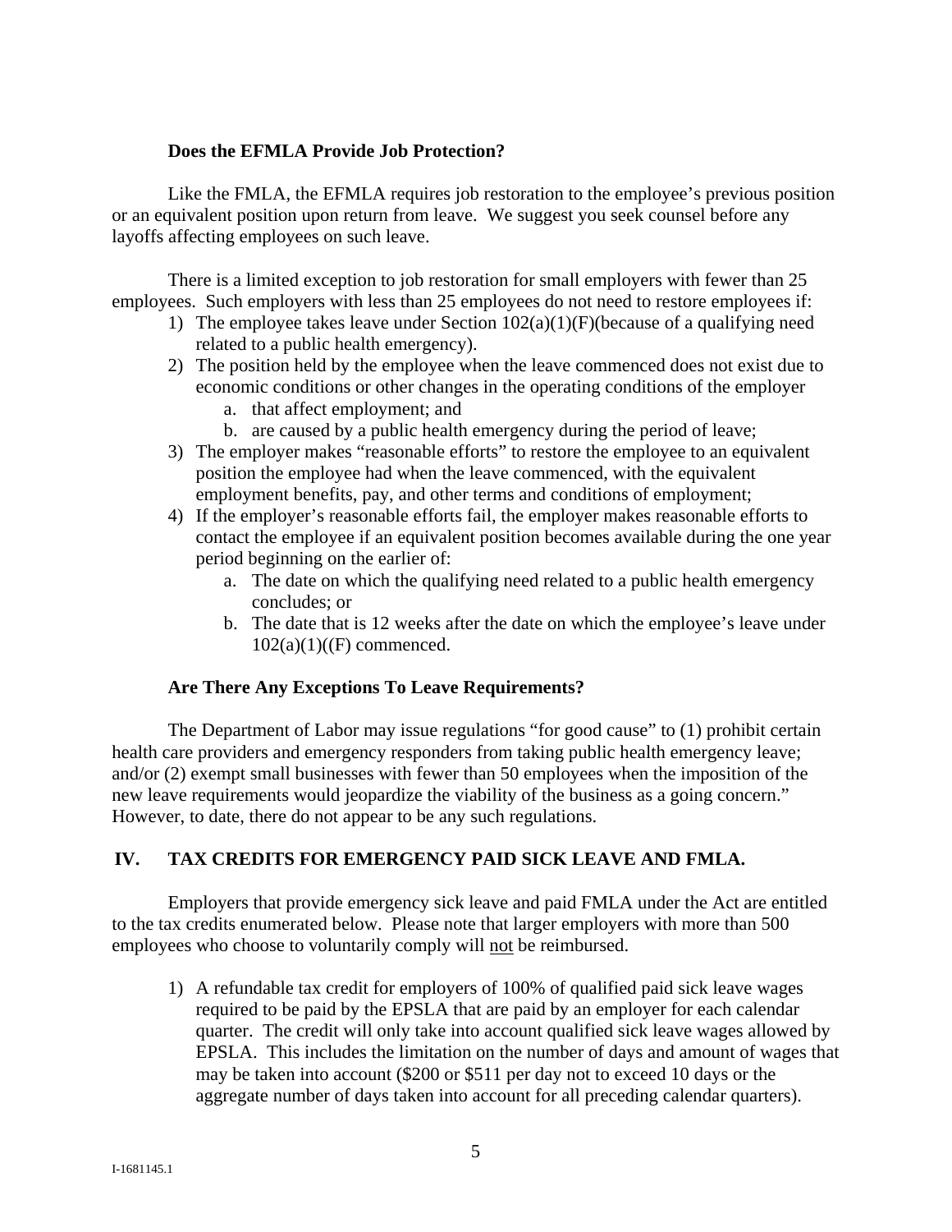### Does the EFMLA Provide Job Protection?

Like the FMLA, the EFMLA requires job restoration to the employee's previous position or an equivalent position upon return from leave. We suggest you seek counsel before any layoffs affecting employees on such leave.

There is a limited exception to job restoration for small employers with fewer than 25 employees. Such employers with less than 25 employees do not need to restore employees if:

1) The employee takes leave under Section 102(a)(1)(F)(because of a qualifying need related to a public health emergency).
2) The position held by the employee when the leave commenced does not exist due to economic conditions or other changes in the operating conditions of the employer
    a. that affect employment; and
    b. are caused by a public health emergency during the period of leave;
3) The employer makes "reasonable efforts" to restore the employee to an equivalent position the employee had when the leave commenced, with the equivalent employment benefits, pay, and other terms and conditions of employment;
4) If the employer's reasonable efforts fail, the employer makes reasonable efforts to contact the employee if an equivalent position becomes available during the one year period beginning on the earlier of:
    a. The date on which the qualifying need related to a public health emergency concludes; or
    b. The date that is 12 weeks after the date on which the employee's leave under 102(a)(1)((F) commenced.

### Are There Any Exceptions To Leave Requirements?

The Department of Labor may issue regulations "for good cause" to (1) prohibit certain health care providers and emergency responders from taking public health emergency leave; and/or (2) exempt small businesses with fewer than 50 employees when the imposition of the new leave requirements would jeopardize the viability of the business as a going concern." However, to date, there do not appear to be any such regulations.

## IV. TAX CREDITS FOR EMERGENCY PAID SICK LEAVE AND FMLA.

Employers that provide emergency sick leave and paid FMLA under the Act are entitled to the tax credits enumerated below. Please note that larger employers with more than 500 employees who choose to voluntarily comply will <u>not</u> be reimbursed.

1) A refundable tax credit for employers of 100% of qualified paid sick leave wages required to be paid by the EPSLA that are paid by an employer for each calendar quarter. The credit will only take into account qualified sick leave wages allowed by EPSLA. This includes the limitation on the number of days and amount of wages that may be taken into account ($200 or $511 per day not to exceed 10 days or the aggregate number of days taken into account for all preceding calendar quarters).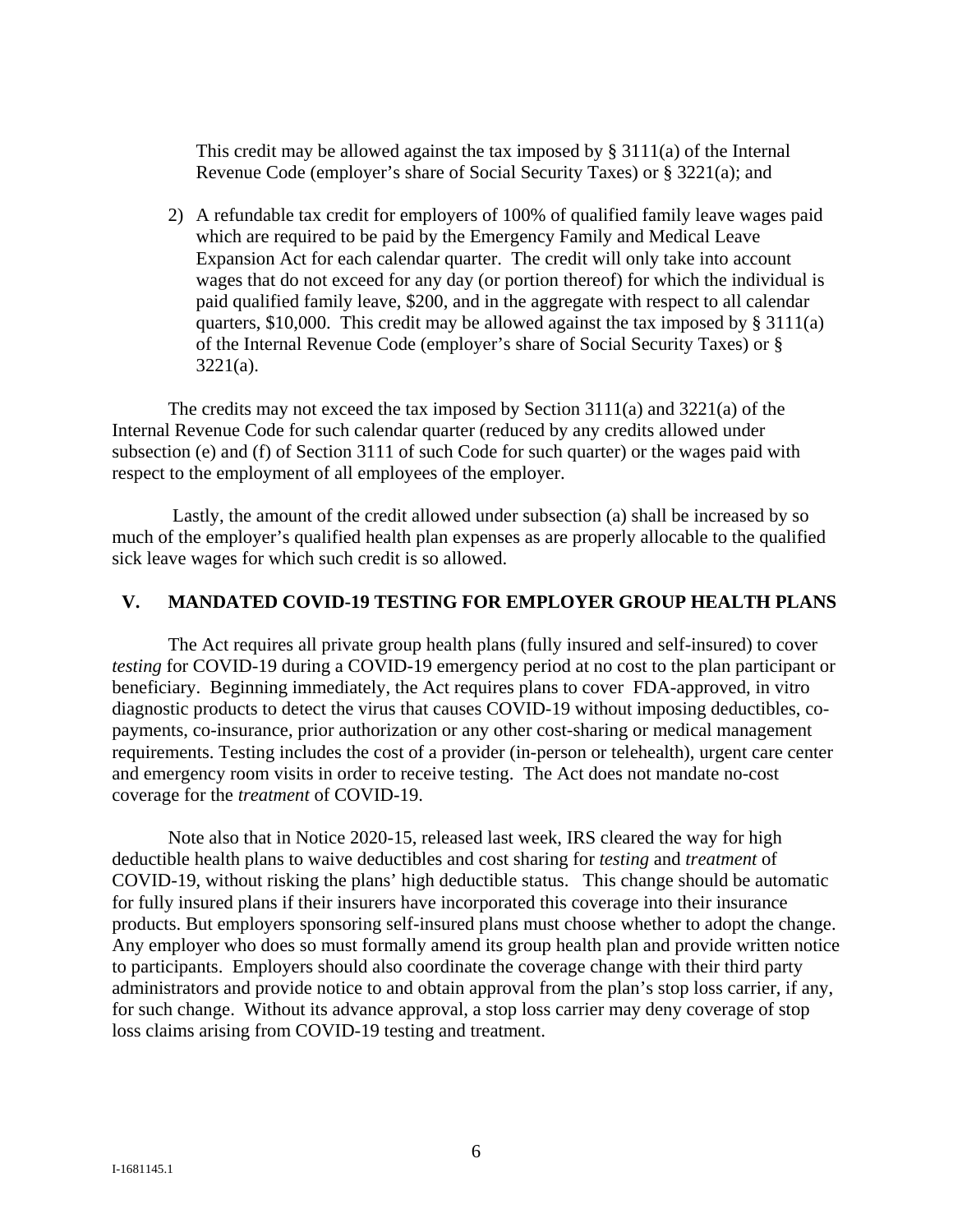This credit may be allowed against the tax imposed by § 3111(a) of the Internal Revenue Code (employer's share of Social Security Taxes) or § 3221(a); and

2) A refundable tax credit for employers of 100% of qualified family leave wages paid which are required to be paid by the Emergency Family and Medical Leave Expansion Act for each calendar quarter. The credit will only take into account wages that do not exceed for any day (or portion thereof) for which the individual is paid qualified family leave, $200, and in the aggregate with respect to all calendar quarters, $10,000. This credit may be allowed against the tax imposed by § 3111(a) of the Internal Revenue Code (employer's share of Social Security Taxes) or § 3221(a).

The credits may not exceed the tax imposed by Section 3111(a) and 3221(a) of the Internal Revenue Code for such calendar quarter (reduced by any credits allowed under subsection (e) and (f) of Section 3111 of such Code for such quarter) or the wages paid with respect to the employment of all employees of the employer.

Lastly, the amount of the credit allowed under subsection (a) shall be increased by so much of the employer's qualified health plan expenses as are properly allocable to the qualified sick leave wages for which such credit is so allowed.

## V. MANDATED COVID-19 TESTING FOR EMPLOYER GROUP HEALTH PLANS

The Act requires all private group health plans (fully insured and self-insured) to cover *testing* for COVID-19 during a COVID-19 emergency period at no cost to the plan participant or beneficiary. Beginning immediately, the Act requires plans to cover FDA-approved, in vitro diagnostic products to detect the virus that causes COVID-19 without imposing deductibles, co-payments, co-insurance, prior authorization or any other cost-sharing or medical management requirements. Testing includes the cost of a provider (in-person or telehealth), urgent care center and emergency room visits in order to receive testing. The Act does not mandate no-cost coverage for the *treatment* of COVID-19.

Note also that in Notice 2020-15, released last week, IRS cleared the way for high deductible health plans to waive deductibles and cost sharing for *testing* and *treatment* of COVID-19, without risking the plans' high deductible status. This change should be automatic for fully insured plans if their insurers have incorporated this coverage into their insurance products. But employers sponsoring self-insured plans must choose whether to adopt the change. Any employer who does so must formally amend its group health plan and provide written notice to participants. Employers should also coordinate the coverage change with their third party administrators and provide notice to and obtain approval from the plan's stop loss carrier, if any, for such change. Without its advance approval, a stop loss carrier may deny coverage of stop loss claims arising from COVID-19 testing and treatment.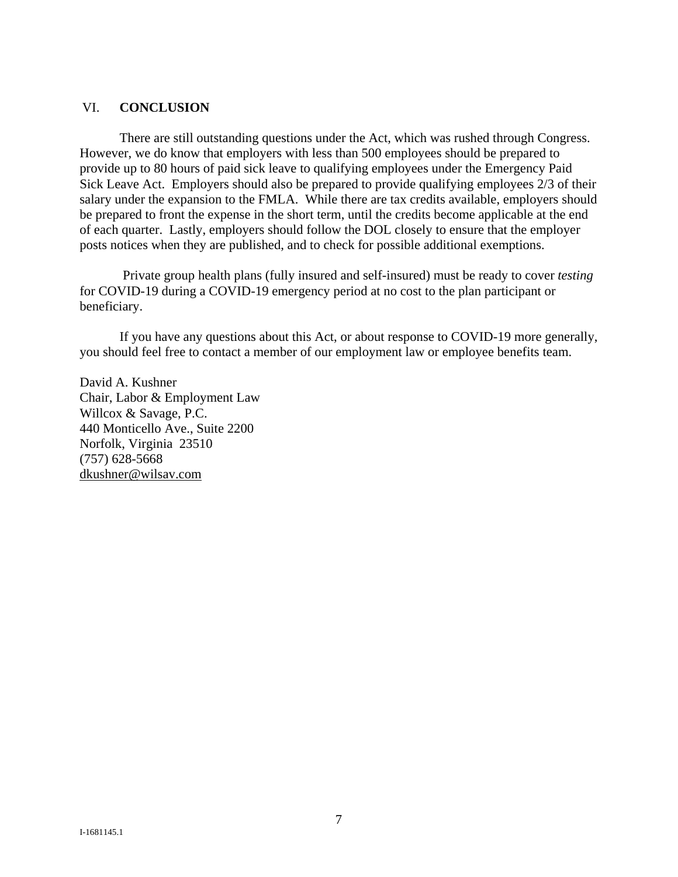## VI. CONCLUSION

There are still outstanding questions under the Act, which was rushed through Congress. However, we do know that employers with less than 500 employees should be prepared to provide up to 80 hours of paid sick leave to qualifying employees under the Emergency Paid Sick Leave Act. Employers should also be prepared to provide qualifying employees 2/3 of their salary under the expansion to the FMLA. While there are tax credits available, employers should be prepared to front the expense in the short term, until the credits become applicable at the end of each quarter. Lastly, employers should follow the DOL closely to ensure that the employer posts notices when they are published, and to check for possible additional exemptions.

Private group health plans (fully insured and self-insured) must be ready to cover *testing* for COVID-19 during a COVID-19 emergency period at no cost to the plan participant or beneficiary.

If you have any questions about this Act, or about response to COVID-19 more generally, you should feel free to contact a member of our employment law or employee benefits team.

David A. Kushner
Chair, Labor & Employment Law
Willcox & Savage, P.C.
440 Monticello Ave., Suite 2200
Norfolk, Virginia 23510
(757) 628-5668
dkushner@wilsav.com

I-1681145.1